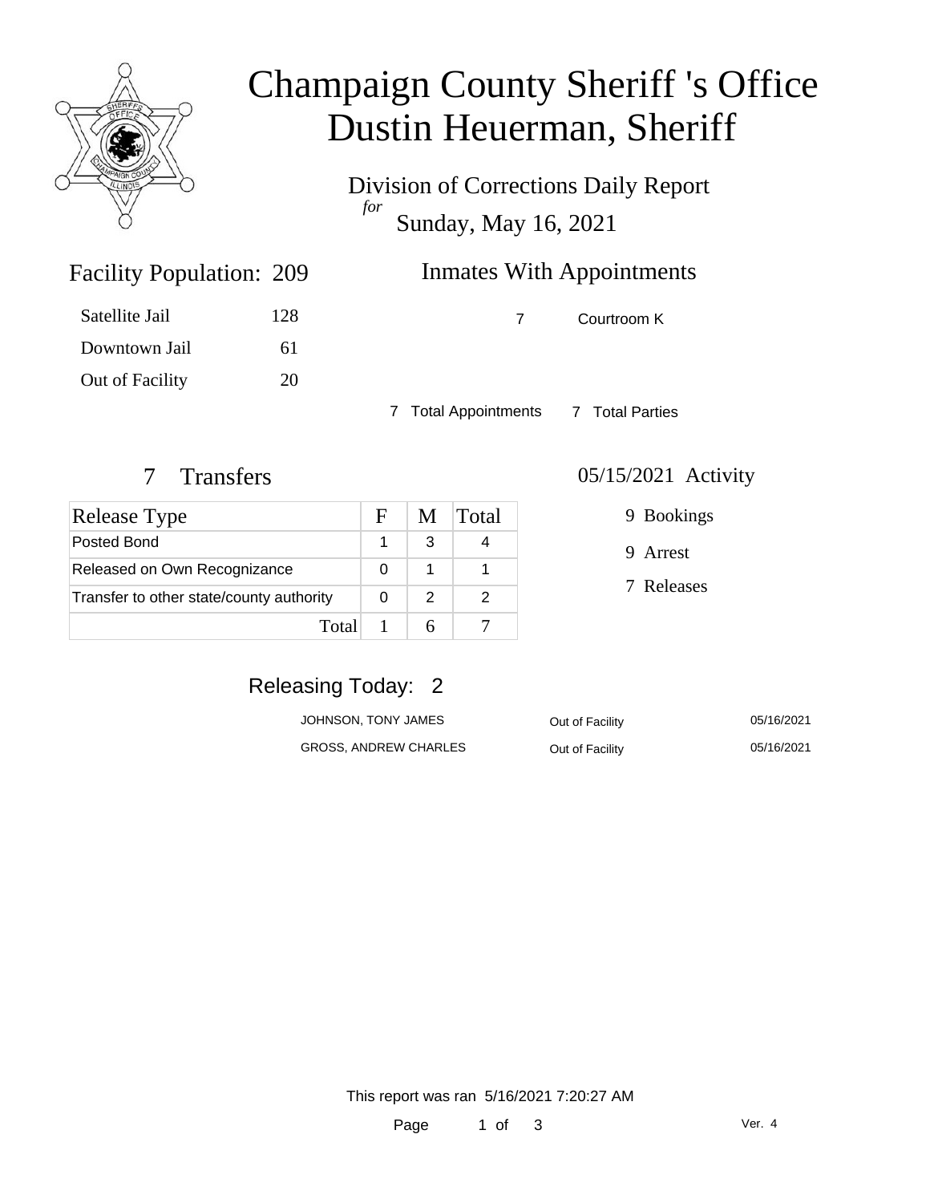# Champaign County Sheriff 's Office
# Dustin Heuerman, Sheriff

Division of Corrections Daily Report
*for*
Sunday, May 16, 2021

## Facility Population: 209

| | |
|---|---|
| Satellite Jail | 128 |
| Downtown Jail | 61 |
| Out of Facility | 20 |

## Inmates With Appointments

| | |
|---|---|
| 7 | Courtroom K |

7 Total Appointments 7 Total Parties

## 7 Transfers

| Release Type | F | M | Total |
|---|---|---|---|
| Posted Bond | 1 | 3 | 4 |
| Released on Own Recognizance | 0 | 1 | 1 |
| Transfer to other state/county authority | 0 | 2 | 2 |
| Total | 1 | 6 | 7 |

## 05/15/2021 Activity

- 9 Bookings
- 9 Arrest
- 7 Releases

## Releasing Today: 2

| | | |
|---|---|---|
| JOHNSON, TONY JAMES | Out of Facility | 05/16/2021 |
| GROSS, ANDREW CHARLES | Out of Facility | 05/16/2021 |

This report was ran 5/16/2021 7:20:27 AM

Ver. 4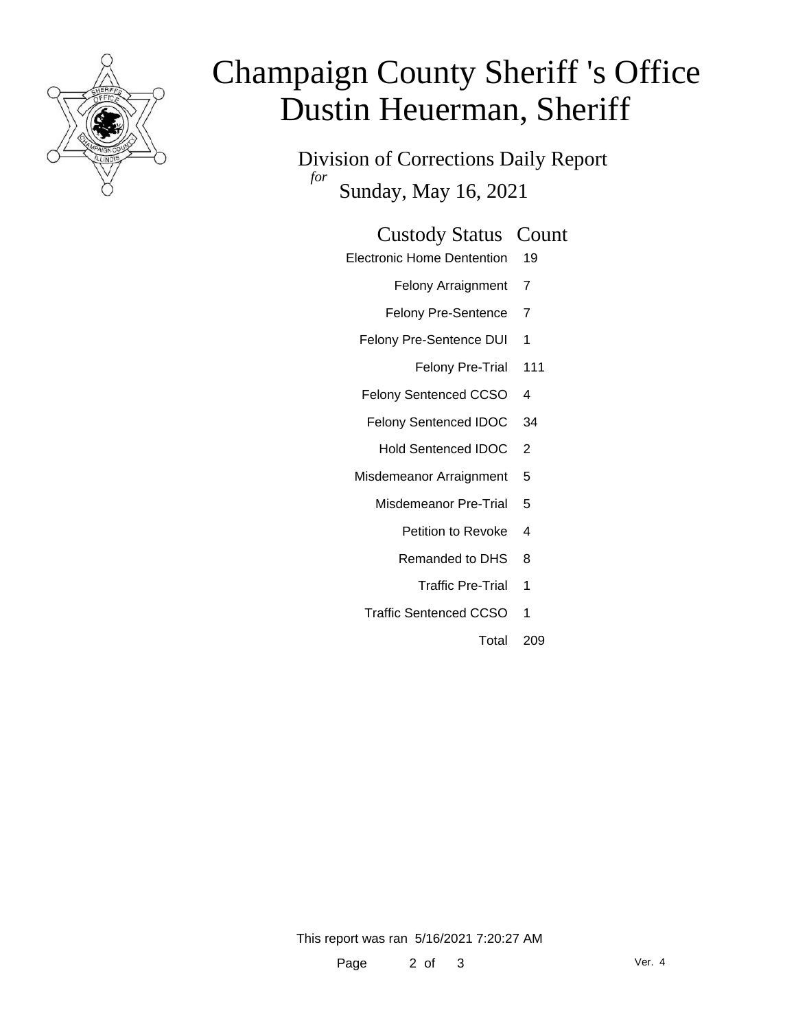# Champaign County Sheriff 's Office
# Dustin Heuerman, Sheriff

## Division of Corrections Daily Report

*for* Sunday, May 16, 2021

| Custody Status | Count |
|---|---|
| Electronic Home Dentention | 19 |
| Felony Arraignment | 7 |
| Felony Pre-Sentence | 7 |
| Felony Pre-Sentence DUI | 1 |
| Felony Pre-Trial | 111 |
| Felony Sentenced CCSO | 4 |
| Felony Sentenced IDOC | 34 |
| Hold Sentenced IDOC | 2 |
| Misdemeanor Arraignment | 5 |
| Misdemeanor Pre-Trial | 5 |
| Petition to Revoke | 4 |
| Remanded to DHS | 8 |
| Traffic Pre-Trial | 1 |
| Traffic Sentenced CCSO | 1 |
| Total | 209 |

This report was ran 5/16/2021 7:20:27 AM

Ver. 4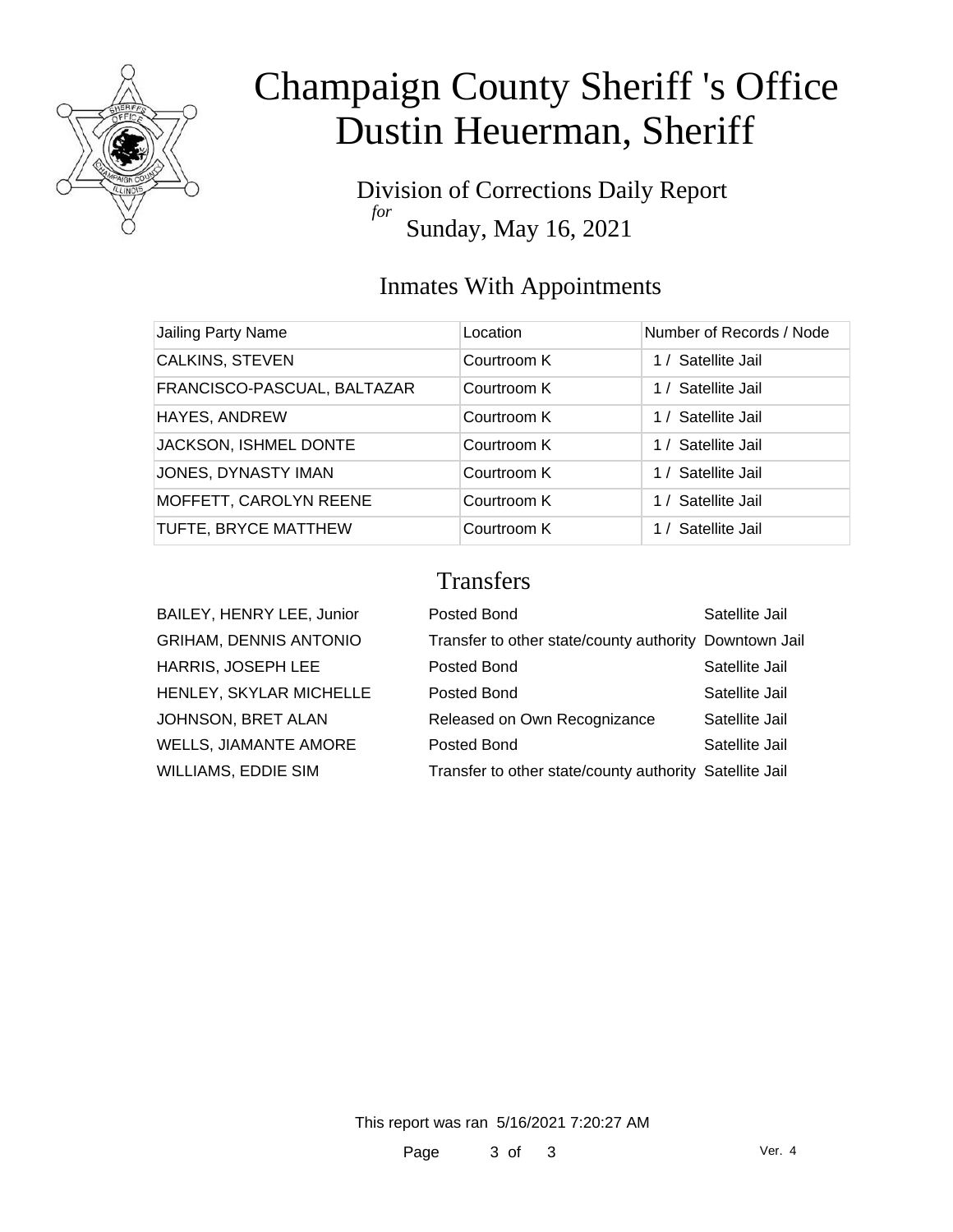# Champaign County Sheriff 's Office
# Dustin Heuerman, Sheriff

Division of Corrections Daily Report
*for*
Sunday, May 16, 2021

## Inmates With Appointments

| Jailing Party Name | Location | Number of Records / Node |
|---|---|---|
| CALKINS, STEVEN | Courtroom K | 1 / Satellite Jail |
| FRANCISCO-PASCUAL, BALTAZAR | Courtroom K | 1 / Satellite Jail |
| HAYES, ANDREW | Courtroom K | 1 / Satellite Jail |
| JACKSON, ISHMEL DONTE | Courtroom K | 1 / Satellite Jail |
| JONES, DYNASTY IMAN | Courtroom K | 1 / Satellite Jail |
| MOFFETT, CAROLYN REENE | Courtroom K | 1 / Satellite Jail |
| TUFTE, BRYCE MATTHEW | Courtroom K | 1 / Satellite Jail |

## Transfers

| | | |
|---|---|---|
| BAILEY, HENRY LEE, Junior | Posted Bond | Satellite Jail |
| GRIHAM, DENNIS ANTONIO | Transfer to other state/county authority | Downtown Jail |
| HARRIS, JOSEPH LEE | Posted Bond | Satellite Jail |
| HENLEY, SKYLAR MICHELLE | Posted Bond | Satellite Jail |
| JOHNSON, BRET ALAN | Released on Own Recognizance | Satellite Jail |
| WELLS, JIAMANTE AMORE | Posted Bond | Satellite Jail |
| WILLIAMS, EDDIE SIM | Transfer to other state/county authority | Satellite Jail |

This report was ran 5/16/2021 7:20:27 AM

Ver. 4